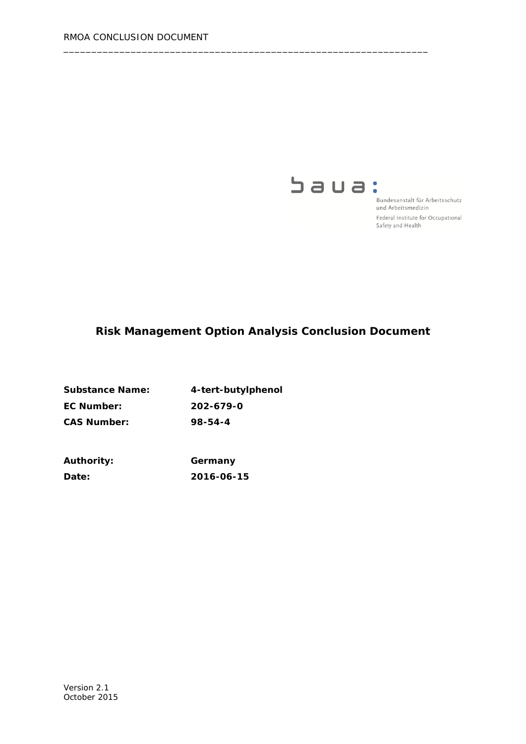baua:

Bundesanstalt für Arbeitsschutz und Arbeitsmedizin

Federal Institute for Occupational Safety and Health

# Risk Management Option Analysis Conclusion Document

| | |
|---|---|
| **Substance Name:** | **4-tert-butylphenol** |
| **EC Number:** | **202-679-0** |
| **CAS Number:** | **98-54-4** |
| | |
| **Authority:** | **Germany** |
| **Date:** | **2016-06-15** |

Version 2.1
October 2015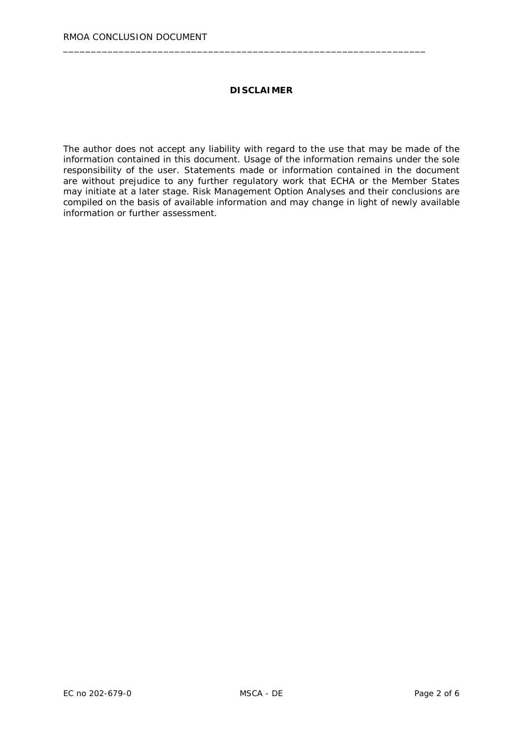## DISCLAIMER

The author does not accept any liability with regard to the use that may be made of the information contained in this document. Usage of the information remains under the sole responsibility of the user. Statements made or information contained in the document are without prejudice to any further regulatory work that ECHA or the Member States may initiate at a later stage. Risk Management Option Analyses and their conclusions are compiled on the basis of available information and may change in light of newly available information or further assessment.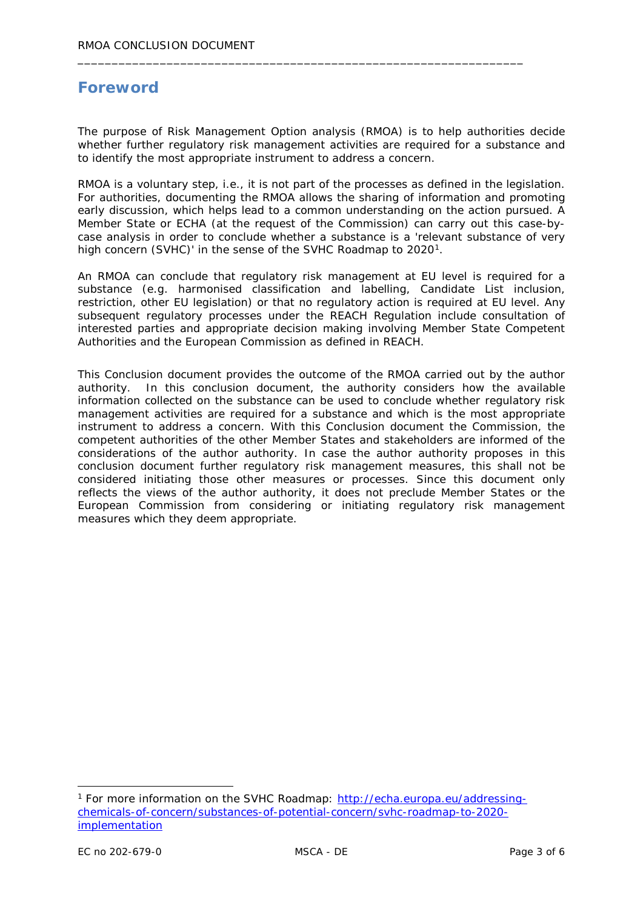## Foreword

The purpose of Risk Management Option analysis (RMOA) is to help authorities decide whether further regulatory risk management activities are required for a substance and to identify the most appropriate instrument to address a concern.

RMOA is a voluntary step, i.e., it is not part of the processes as defined in the legislation. For authorities, documenting the RMOA allows the sharing of information and promoting early discussion, which helps lead to a common understanding on the action pursued. A Member State or ECHA (at the request of the Commission) can carry out this case-by-case analysis in order to conclude whether a substance is a 'relevant substance of very high concern (SVHC)' in the sense of the SVHC Roadmap to 2020[1].

An RMOA can conclude that regulatory risk management at EU level is required for a substance (e.g. harmonised classification and labelling, Candidate List inclusion, restriction, other EU legislation) or that no regulatory action is required at EU level. Any subsequent regulatory processes under the REACH Regulation include consultation of interested parties and appropriate decision making involving Member State Competent Authorities and the European Commission as defined in REACH.

This Conclusion document provides the outcome of the RMOA carried out by the author authority. In this conclusion document, the authority considers how the available information collected on the substance can be used to conclude whether regulatory risk management activities are required for a substance and which is the most appropriate instrument to address a concern. With this Conclusion document the Commission, the competent authorities of the other Member States and stakeholders are informed of the considerations of the author authority. In case the author authority proposes in this conclusion document further regulatory risk management measures, this shall not be considered initiating those other measures or processes. Since this document only reflects the views of the author authority, it does not preclude Member States or the European Commission from considering or initiating regulatory risk management measures which they deem appropriate.

---

[1] For more information on the SVHC Roadmap: http://echa.europa.eu/addressing-chemicals-of-concern/substances-of-potential-concern/svhc-roadmap-to-2020-implementation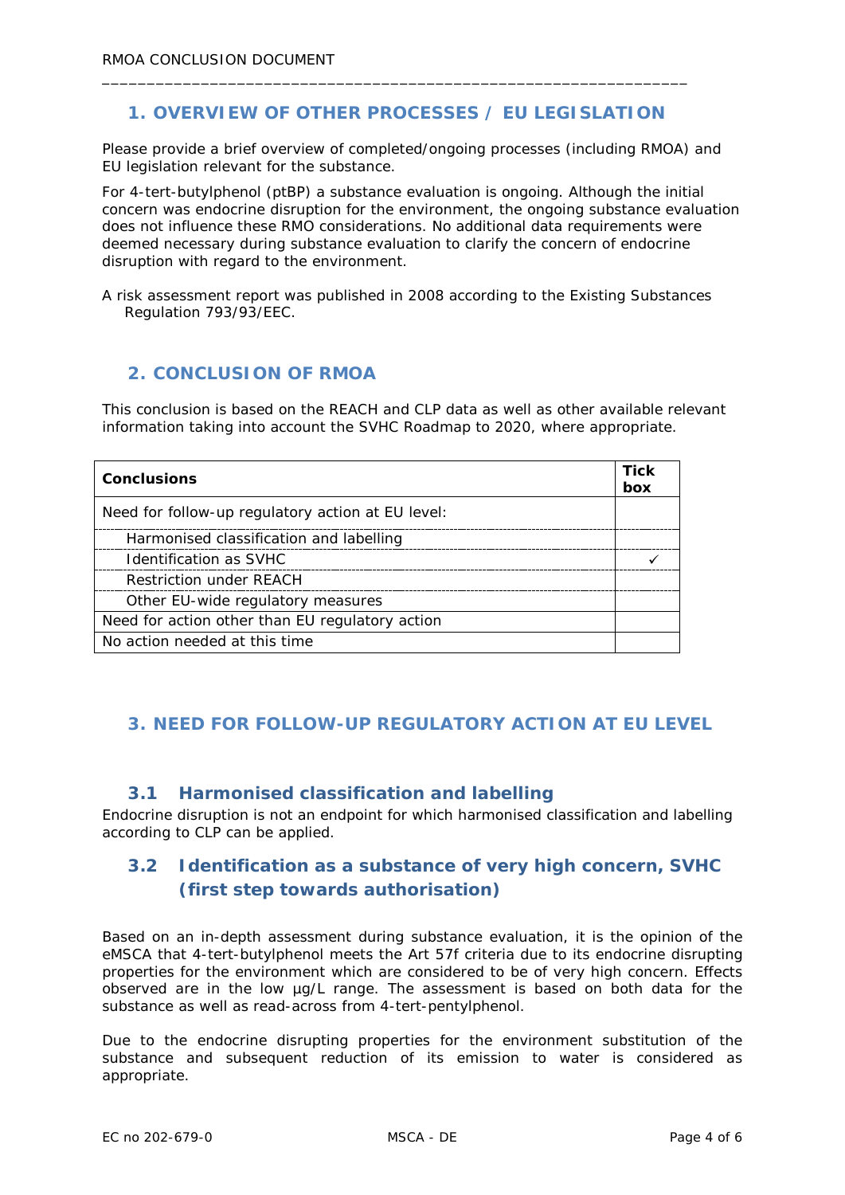## 1. OVERVIEW OF OTHER PROCESSES / EU LEGISLATION

Please provide a brief overview of completed/ongoing processes (including RMOA) and EU legislation relevant for the substance.

For 4-tert-butylphenol (ptBP) a substance evaluation is ongoing. Although the initial concern was endocrine disruption for the environment, the ongoing substance evaluation does not influence these RMO considerations. No additional data requirements were deemed necessary during substance evaluation to clarify the concern of endocrine disruption with regard to the environment.

A risk assessment report was published in 2008 according to the Existing Substances Regulation 793/93/EEC.

## 2. CONCLUSION OF RMOA

This conclusion is based on the REACH and CLP data as well as other available relevant information taking into account the SVHC Roadmap to 2020, where appropriate.

| **Conclusions** | **Tick box** |
|---|---|
| Need for follow-up regulatory action at EU level: | |
| Harmonised classification and labelling | |
| Identification as SVHC | ✓ |
| Restriction under REACH | |
| Other EU-wide regulatory measures | |
| Need for action other than EU regulatory action | |
| No action needed at this time | |

## 3. NEED FOR FOLLOW-UP REGULATORY ACTION AT EU LEVEL

### 3.1 Harmonised classification and labelling

Endocrine disruption is not an endpoint for which harmonised classification and labelling according to CLP can be applied.

### 3.2 Identification as a substance of very high concern, SVHC (first step towards authorisation)

Based on an in-depth assessment during substance evaluation, it is the opinion of the eMSCA that 4-tert-butylphenol meets the Art 57f criteria due to its endocrine disrupting properties for the environment which are considered to be of very high concern. Effects observed are in the low µg/L range. The assessment is based on both data for the substance as well as read-across from 4-tert-pentylphenol.

Due to the endocrine disrupting properties for the environment substitution of the substance and subsequent reduction of its emission to water is considered as appropriate.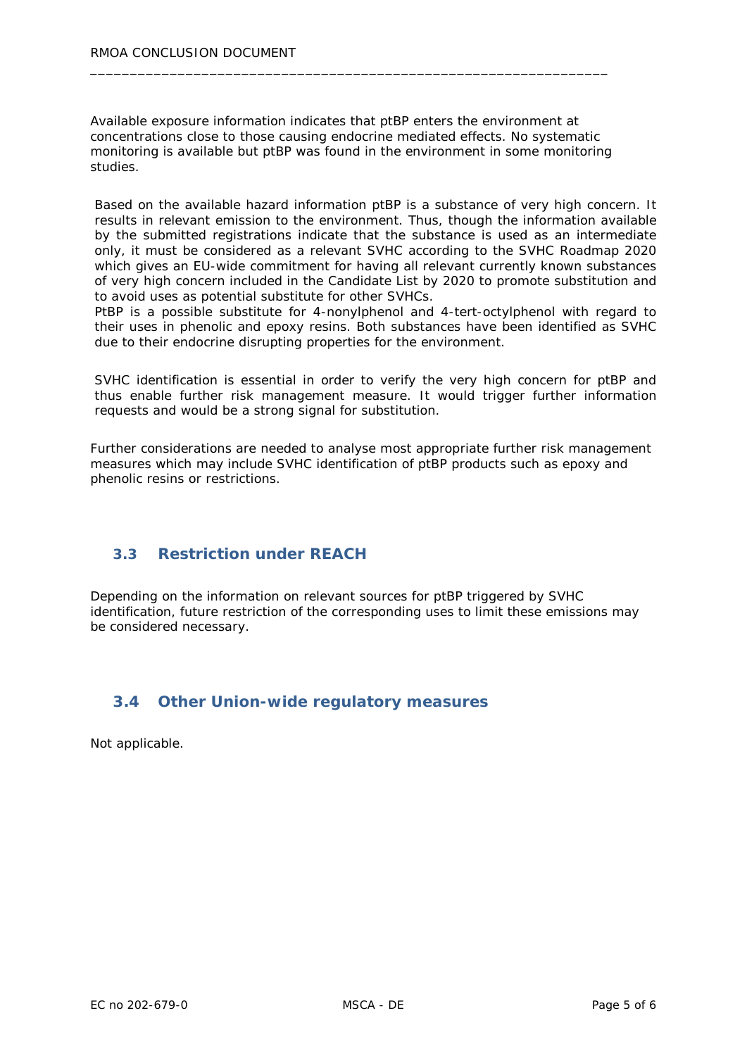Available exposure information indicates that ptBP enters the environment at concentrations close to those causing endocrine mediated effects. No systematic monitoring is available but ptBP was found in the environment in some monitoring studies.

Based on the available hazard information ptBP is a substance of very high concern. It results in relevant emission to the environment. Thus, though the information available by the submitted registrations indicate that the substance is used as an intermediate only, it must be considered as a relevant SVHC according to the SVHC Roadmap 2020 which gives an EU-wide commitment for having all relevant currently known substances of very high concern included in the Candidate List by 2020 to promote substitution and to avoid uses as potential substitute for other SVHCs.
PtBP is a possible substitute for 4-nonylphenol and 4-tert-octylphenol with regard to their uses in phenolic and epoxy resins. Both substances have been identified as SVHC due to their endocrine disrupting properties for the environment.

SVHC identification is essential in order to verify the very high concern for ptBP and thus enable further risk management measure. It would trigger further information requests and would be a strong signal for substitution.

Further considerations are needed to analyse most appropriate further risk management measures which may include SVHC identification of ptBP products such as epoxy and phenolic resins or restrictions.

## 3.3 Restriction under REACH

Depending on the information on relevant sources for ptBP triggered by SVHC identification, future restriction of the corresponding uses to limit these emissions may be considered necessary.

## 3.4 Other Union-wide regulatory measures

Not applicable.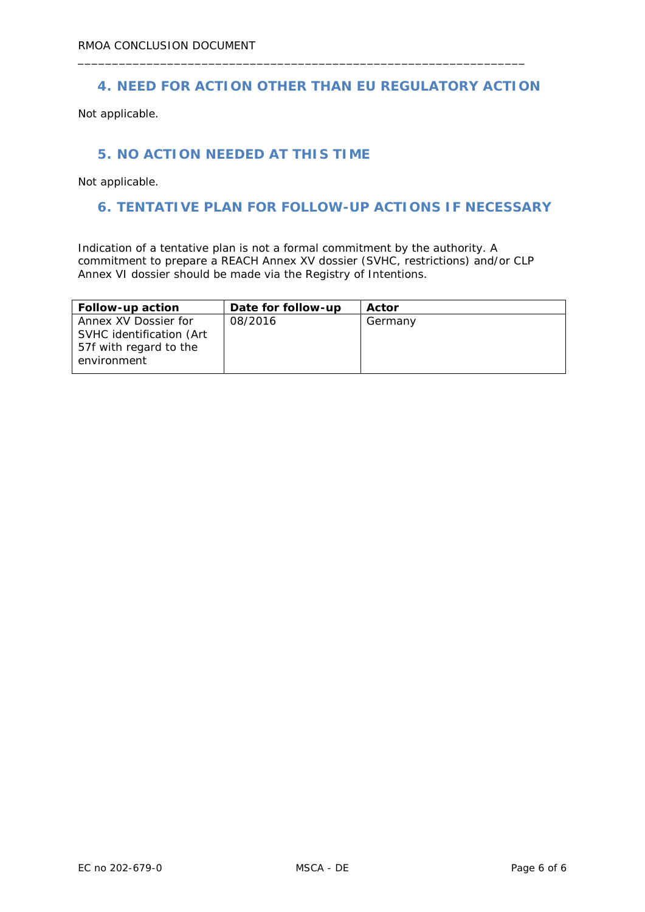## 4. NEED FOR ACTION OTHER THAN EU REGULATORY ACTION

Not applicable.

## 5. NO ACTION NEEDED AT THIS TIME

Not applicable.

## 6. TENTATIVE PLAN FOR FOLLOW-UP ACTIONS IF NECESSARY

Indication of a tentative plan is not a formal commitment by the authority. A commitment to prepare a REACH Annex XV dossier (SVHC, restrictions) and/or CLP Annex VI dossier should be made via the Registry of Intentions.

| **Follow-up action** | **Date for follow-up** | **Actor** |
|---|---|---|
| Annex XV Dossier for SVHC identification (Art 57f with regard to the environment | 08/2016 | Germany |